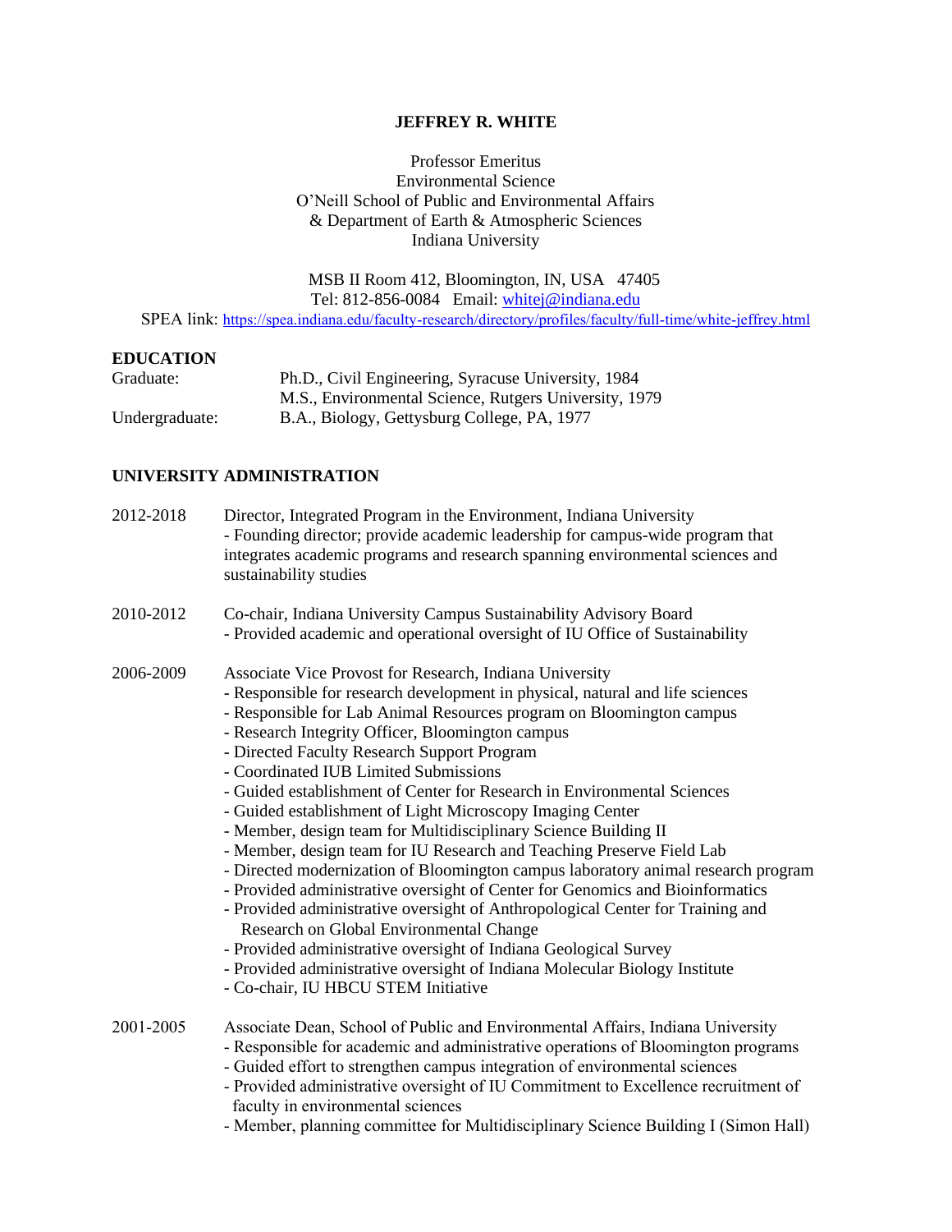**JEFFREY R. WHITE**

Professor Emeritus
Environmental Science
O'Neill School of Public and Environmental Affairs
& Department of Earth & Atmospheric Sciences
Indiana University

MSB II Room 412, Bloomington, IN, USA 47405
Tel: 812-856-0084 Email: whitej@indiana.edu
SPEA link: https://spea.indiana.edu/faculty-research/directory/profiles/faculty/full-time/white-jeffrey.html

## EDUCATION

| | |
|---|---|
| Graduate: | Ph.D., Civil Engineering, Syracuse University, 1984 |
| | M.S., Environmental Science, Rutgers University, 1979 |
| Undergraduate: | B.A., Biology, Gettysburg College, PA, 1977 |

## UNIVERSITY ADMINISTRATION

**2012-2018** Director, Integrated Program in the Environment, Indiana University
- Founding director; provide academic leadership for campus-wide program that integrates academic programs and research spanning environmental sciences and sustainability studies

**2010-2012** Co-chair, Indiana University Campus Sustainability Advisory Board
- Provided academic and operational oversight of IU Office of Sustainability

**2006-2009** Associate Vice Provost for Research, Indiana University
- Responsible for research development in physical, natural and life sciences
- Responsible for Lab Animal Resources program on Bloomington campus
- Research Integrity Officer, Bloomington campus
- Directed Faculty Research Support Program
- Coordinated IUB Limited Submissions
- Guided establishment of Center for Research in Environmental Sciences
- Guided establishment of Light Microscopy Imaging Center
- Member, design team for Multidisciplinary Science Building II
- Member, design team for IU Research and Teaching Preserve Field Lab
- Directed modernization of Bloomington campus laboratory animal research program
- Provided administrative oversight of Center for Genomics and Bioinformatics
- Provided administrative oversight of Anthropological Center for Training and Research on Global Environmental Change
- Provided administrative oversight of Indiana Geological Survey
- Provided administrative oversight of Indiana Molecular Biology Institute
- Co-chair, IU HBCU STEM Initiative

**2001-2005** Associate Dean, School of Public and Environmental Affairs, Indiana University
- Responsible for academic and administrative operations of Bloomington programs
- Guided effort to strengthen campus integration of environmental sciences
- Provided administrative oversight of IU Commitment to Excellence recruitment of faculty in environmental sciences
- Member, planning committee for Multidisciplinary Science Building I (Simon Hall)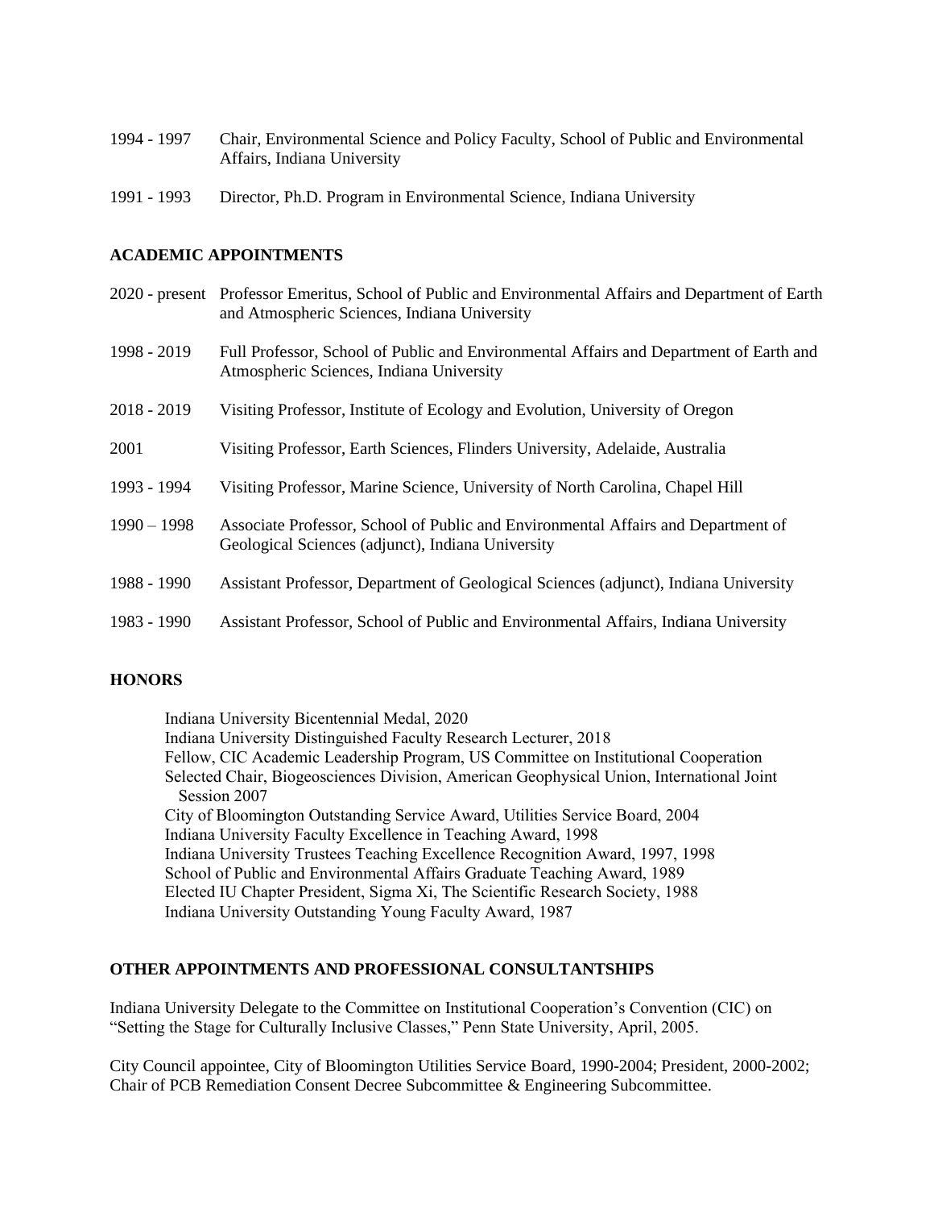1994 - 1997 Chair, Environmental Science and Policy Faculty, School of Public and Environmental Affairs, Indiana University

1991 - 1993 Director, Ph.D. Program in Environmental Science, Indiana University

## ACADEMIC APPOINTMENTS

2020 - present Professor Emeritus, School of Public and Environmental Affairs and Department of Earth and Atmospheric Sciences, Indiana University

1998 - 2019 Full Professor, School of Public and Environmental Affairs and Department of Earth and Atmospheric Sciences, Indiana University

2018 - 2019 Visiting Professor, Institute of Ecology and Evolution, University of Oregon

2001 Visiting Professor, Earth Sciences, Flinders University, Adelaide, Australia

1993 - 1994 Visiting Professor, Marine Science, University of North Carolina, Chapel Hill

1990 – 1998 Associate Professor, School of Public and Environmental Affairs and Department of Geological Sciences (adjunct), Indiana University

1988 - 1990 Assistant Professor, Department of Geological Sciences (adjunct), Indiana University

1983 - 1990 Assistant Professor, School of Public and Environmental Affairs, Indiana University

## HONORS

Indiana University Bicentennial Medal, 2020
Indiana University Distinguished Faculty Research Lecturer, 2018
Fellow, CIC Academic Leadership Program, US Committee on Institutional Cooperation
Selected Chair, Biogeosciences Division, American Geophysical Union, International Joint Session 2007
City of Bloomington Outstanding Service Award, Utilities Service Board, 2004
Indiana University Faculty Excellence in Teaching Award, 1998
Indiana University Trustees Teaching Excellence Recognition Award, 1997, 1998
School of Public and Environmental Affairs Graduate Teaching Award, 1989
Elected IU Chapter President, Sigma Xi, The Scientific Research Society, 1988
Indiana University Outstanding Young Faculty Award, 1987

## OTHER APPOINTMENTS AND PROFESSIONAL CONSULTANTSHIPS

Indiana University Delegate to the Committee on Institutional Cooperation's Convention (CIC) on "Setting the Stage for Culturally Inclusive Classes," Penn State University, April, 2005.

City Council appointee, City of Bloomington Utilities Service Board, 1990-2004; President, 2000-2002; Chair of PCB Remediation Consent Decree Subcommittee & Engineering Subcommittee.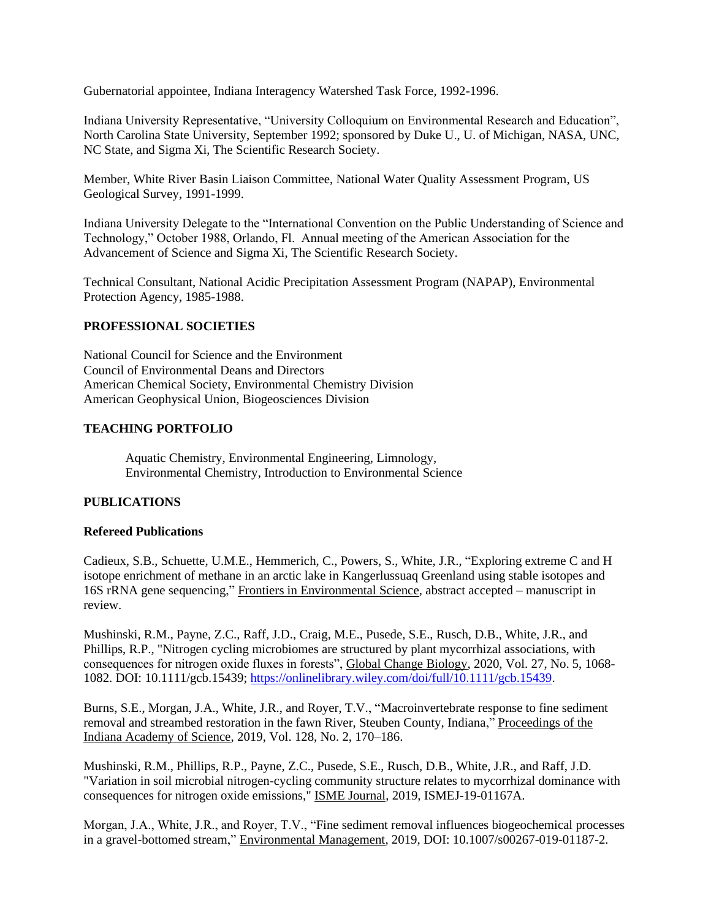Gubernatorial appointee, Indiana Interagency Watershed Task Force, 1992-1996.

Indiana University Representative, "University Colloquium on Environmental Research and Education", North Carolina State University, September 1992; sponsored by Duke U., U. of Michigan, NASA, UNC, NC State, and Sigma Xi, The Scientific Research Society.

Member, White River Basin Liaison Committee, National Water Quality Assessment Program, US Geological Survey, 1991-1999.

Indiana University Delegate to the "International Convention on the Public Understanding of Science and Technology," October 1988, Orlando, Fl. Annual meeting of the American Association for the Advancement of Science and Sigma Xi, The Scientific Research Society.

Technical Consultant, National Acidic Precipitation Assessment Program (NAPAP), Environmental Protection Agency, 1985-1988.

## PROFESSIONAL SOCIETIES

National Council for Science and the Environment
Council of Environmental Deans and Directors
American Chemical Society, Environmental Chemistry Division
American Geophysical Union, Biogeosciences Division

## TEACHING PORTFOLIO

Aquatic Chemistry, Environmental Engineering, Limnology,
Environmental Chemistry, Introduction to Environmental Science

## PUBLICATIONS

### Refereed Publications

Cadieux, S.B., Schuette, U.M.E., Hemmerich, C., Powers, S., White, J.R., "Exploring extreme C and H isotope enrichment of methane in an arctic lake in Kangerlussuaq Greenland using stable isotopes and 16S rRNA gene sequencing," Frontiers in Environmental Science, abstract accepted – manuscript in review.

Mushinski, R.M., Payne, Z.C., Raff, J.D., Craig, M.E., Pusede, S.E., Rusch, D.B., White, J.R., and Phillips, R.P., "Nitrogen cycling microbiomes are structured by plant mycorrhizal associations, with consequences for nitrogen oxide fluxes in forests", Global Change Biology, 2020, Vol. 27, No. 5, 1068-1082. DOI: 10.1111/gcb.15439; https://onlinelibrary.wiley.com/doi/full/10.1111/gcb.15439.

Burns, S.E., Morgan, J.A., White, J.R., and Royer, T.V., "Macroinvertebrate response to fine sediment removal and streambed restoration in the fawn River, Steuben County, Indiana," Proceedings of the Indiana Academy of Science, 2019, Vol. 128, No. 2, 170–186.

Mushinski, R.M., Phillips, R.P., Payne, Z.C., Pusede, S.E., Rusch, D.B., White, J.R., and Raff, J.D. "Variation in soil microbial nitrogen-cycling community structure relates to mycorrhizal dominance with consequences for nitrogen oxide emissions," ISME Journal, 2019, ISMEJ-19-01167A.

Morgan, J.A., White, J.R., and Royer, T.V., "Fine sediment removal influences biogeochemical processes in a gravel-bottomed stream," Environmental Management, 2019, DOI: 10.1007/s00267-019-01187-2.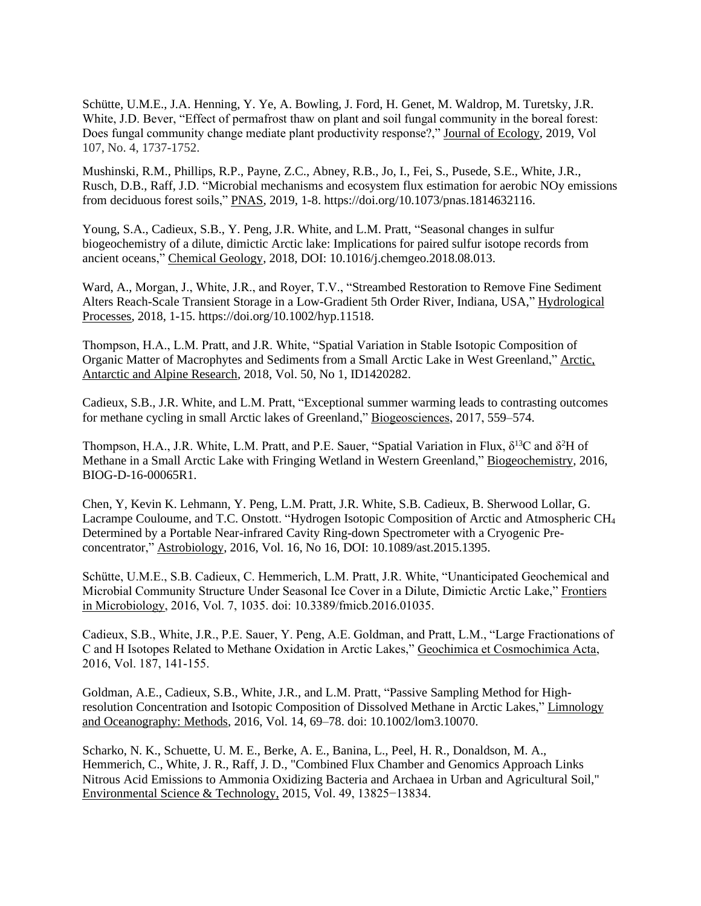Schütte, U.M.E., J.A. Henning, Y. Ye, A. Bowling, J. Ford, H. Genet, M. Waldrop, M. Turetsky, J.R. White, J.D. Bever, "Effect of permafrost thaw on plant and soil fungal community in the boreal forest: Does fungal community change mediate plant productivity response?," Journal of Ecology, 2019, Vol 107, No. 4, 1737-1752.

Mushinski, R.M., Phillips, R.P., Payne, Z.C., Abney, R.B., Jo, I., Fei, S., Pusede, S.E., White, J.R., Rusch, D.B., Raff, J.D. "Microbial mechanisms and ecosystem flux estimation for aerobic NOy emissions from deciduous forest soils," PNAS, 2019, 1-8. https://doi.org/10.1073/pnas.1814632116.

Young, S.A., Cadieux, S.B., Y. Peng, J.R. White, and L.M. Pratt, "Seasonal changes in sulfur biogeochemistry of a dilute, dimictic Arctic lake: Implications for paired sulfur isotope records from ancient oceans," Chemical Geology, 2018, DOI: 10.1016/j.chemgeo.2018.08.013.

Ward, A., Morgan, J., White, J.R., and Royer, T.V., "Streambed Restoration to Remove Fine Sediment Alters Reach-Scale Transient Storage in a Low-Gradient 5th Order River, Indiana, USA," Hydrological Processes, 2018, 1-15. https://doi.org/10.1002/hyp.11518.

Thompson, H.A., L.M. Pratt, and J.R. White, "Spatial Variation in Stable Isotopic Composition of Organic Matter of Macrophytes and Sediments from a Small Arctic Lake in West Greenland," Arctic, Antarctic and Alpine Research, 2018, Vol. 50, No 1, ID1420282.

Cadieux, S.B., J.R. White, and L.M. Pratt, "Exceptional summer warming leads to contrasting outcomes for methane cycling in small Arctic lakes of Greenland," Biogeosciences, 2017, 559–574.

Thompson, H.A., J.R. White, L.M. Pratt, and P.E. Sauer, "Spatial Variation in Flux, $\delta^{13}C$ and $\delta^{2}H$ of Methane in a Small Arctic Lake with Fringing Wetland in Western Greenland," Biogeochemistry, 2016, BIOG-D-16-00065R1.

Chen, Y, Kevin K. Lehmann, Y. Peng, L.M. Pratt, J.R. White, S.B. Cadieux, B. Sherwood Lollar, G. Lacrampe Couloume, and T.C. Onstott. "Hydrogen Isotopic Composition of Arctic and Atmospheric $CH_4$ Determined by a Portable Near-infrared Cavity Ring-down Spectrometer with a Cryogenic Pre-concentrator," Astrobiology, 2016, Vol. 16, No 16, DOI: 10.1089/ast.2015.1395.

Schütte, U.M.E., S.B. Cadieux, C. Hemmerich, L.M. Pratt, J.R. White, "Unanticipated Geochemical and Microbial Community Structure Under Seasonal Ice Cover in a Dilute, Dimictic Arctic Lake," Frontiers in Microbiology, 2016, Vol. 7, 1035. doi: 10.3389/fmicb.2016.01035.

Cadieux, S.B., White, J.R., P.E. Sauer, Y. Peng, A.E. Goldman, and Pratt, L.M., "Large Fractionations of C and H Isotopes Related to Methane Oxidation in Arctic Lakes," Geochimica et Cosmochimica Acta, 2016, Vol. 187, 141-155.

Goldman, A.E., Cadieux, S.B., White, J.R., and L.M. Pratt, "Passive Sampling Method for High-resolution Concentration and Isotopic Composition of Dissolved Methane in Arctic Lakes," Limnology and Oceanography: Methods, 2016, Vol. 14, 69–78. doi: 10.1002/lom3.10070.

Scharko, N. K., Schuette, U. M. E., Berke, A. E., Banina, L., Peel, H. R., Donaldson, M. A., Hemmerich, C., White, J. R., Raff, J. D., "Combined Flux Chamber and Genomics Approach Links Nitrous Acid Emissions to Ammonia Oxidizing Bacteria and Archaea in Urban and Agricultural Soil," Environmental Science & Technology, 2015, Vol. 49, 13825−13834.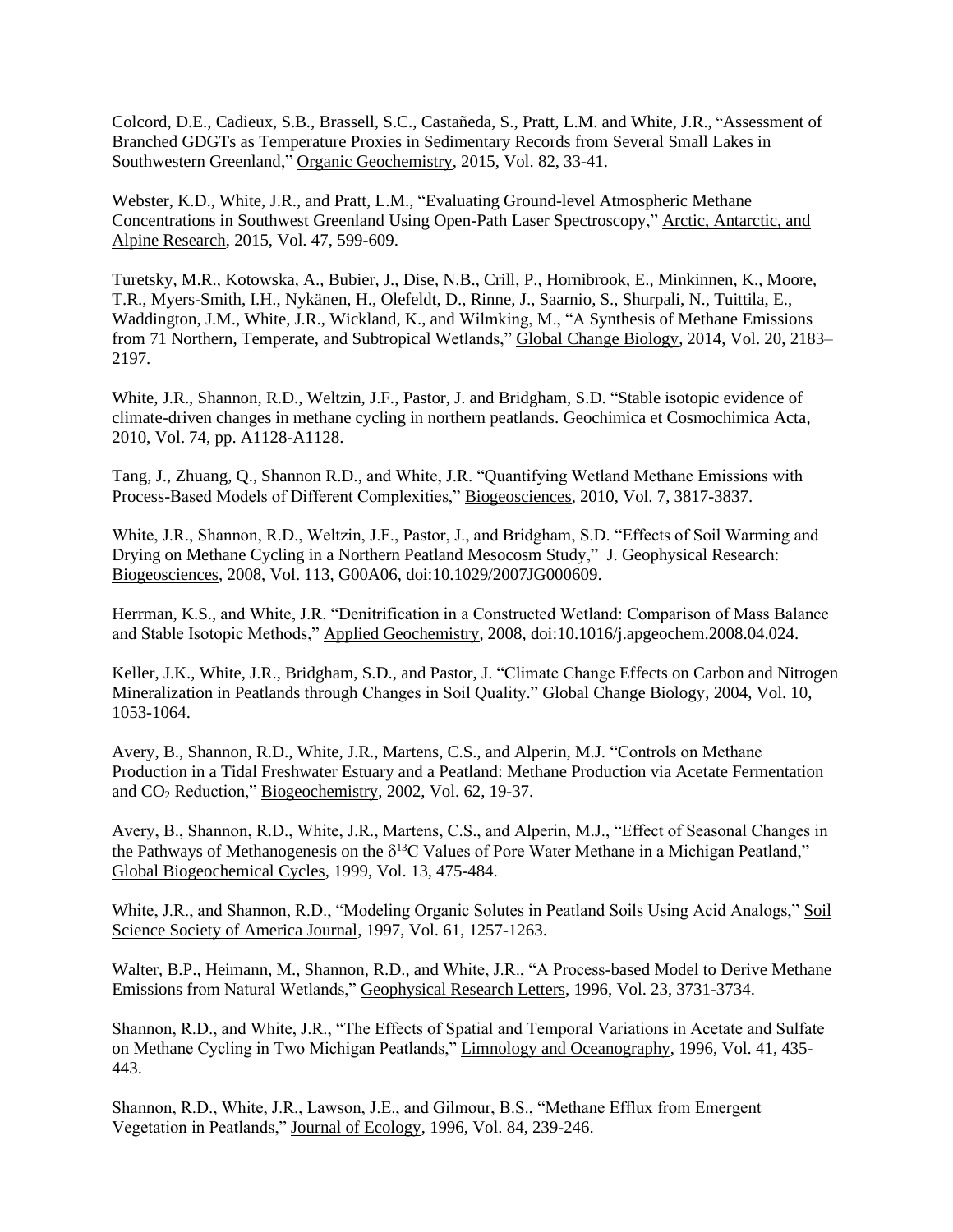Colcord, D.E., Cadieux, S.B., Brassell, S.C., Castañeda, S., Pratt, L.M. and White, J.R., "Assessment of Branched GDGTs as Temperature Proxies in Sedimentary Records from Several Small Lakes in Southwestern Greenland," Organic Geochemistry, 2015, Vol. 82, 33-41.

Webster, K.D., White, J.R., and Pratt, L.M., "Evaluating Ground-level Atmospheric Methane Concentrations in Southwest Greenland Using Open-Path Laser Spectroscopy," Arctic, Antarctic, and Alpine Research, 2015, Vol. 47, 599-609.

Turetsky, M.R., Kotowska, A., Bubier, J., Dise, N.B., Crill, P., Hornibrook, E., Minkinnen, K., Moore, T.R., Myers-Smith, I.H., Nykänen, H., Olefeldt, D., Rinne, J., Saarnio, S., Shurpali, N., Tuittila, E., Waddington, J.M., White, J.R., Wickland, K., and Wilmking, M., "A Synthesis of Methane Emissions from 71 Northern, Temperate, and Subtropical Wetlands," Global Change Biology, 2014, Vol. 20, 2183–2197.

White, J.R., Shannon, R.D., Weltzin, J.F., Pastor, J. and Bridgham, S.D. "Stable isotopic evidence of climate-driven changes in methane cycling in northern peatlands. Geochimica et Cosmochimica Acta, 2010, Vol. 74, pp. A1128-A1128.

Tang, J., Zhuang, Q., Shannon R.D., and White, J.R. "Quantifying Wetland Methane Emissions with Process-Based Models of Different Complexities," Biogeosciences, 2010, Vol. 7, 3817-3837.

White, J.R., Shannon, R.D., Weltzin, J.F., Pastor, J., and Bridgham, S.D. "Effects of Soil Warming and Drying on Methane Cycling in a Northern Peatland Mesocosm Study," J. Geophysical Research: Biogeosciences, 2008, Vol. 113, G00A06, doi:10.1029/2007JG000609.

Herrman, K.S., and White, J.R. "Denitrification in a Constructed Wetland: Comparison of Mass Balance and Stable Isotopic Methods," Applied Geochemistry, 2008, doi:10.1016/j.apgeochem.2008.04.024.

Keller, J.K., White, J.R., Bridgham, S.D., and Pastor, J. "Climate Change Effects on Carbon and Nitrogen Mineralization in Peatlands through Changes in Soil Quality." Global Change Biology, 2004, Vol. 10, 1053-1064.

Avery, B., Shannon, R.D., White, J.R., Martens, C.S., and Alperin, M.J. "Controls on Methane Production in a Tidal Freshwater Estuary and a Peatland: Methane Production via Acetate Fermentation and $CO_2$ Reduction," Biogeochemistry, 2002, Vol. 62, 19-37.

Avery, B., Shannon, R.D., White, J.R., Martens, C.S., and Alperin, M.J., "Effect of Seasonal Changes in the Pathways of Methanogenesis on the $\delta^{13}C$ Values of Pore Water Methane in a Michigan Peatland," Global Biogeochemical Cycles, 1999, Vol. 13, 475-484.

White, J.R., and Shannon, R.D., "Modeling Organic Solutes in Peatland Soils Using Acid Analogs," Soil Science Society of America Journal, 1997, Vol. 61, 1257-1263.

Walter, B.P., Heimann, M., Shannon, R.D., and White, J.R., "A Process-based Model to Derive Methane Emissions from Natural Wetlands," Geophysical Research Letters, 1996, Vol. 23, 3731-3734.

Shannon, R.D., and White, J.R., "The Effects of Spatial and Temporal Variations in Acetate and Sulfate on Methane Cycling in Two Michigan Peatlands," Limnology and Oceanography, 1996, Vol. 41, 435-443.

Shannon, R.D., White, J.R., Lawson, J.E., and Gilmour, B.S., "Methane Efflux from Emergent Vegetation in Peatlands," Journal of Ecology, 1996, Vol. 84, 239-246.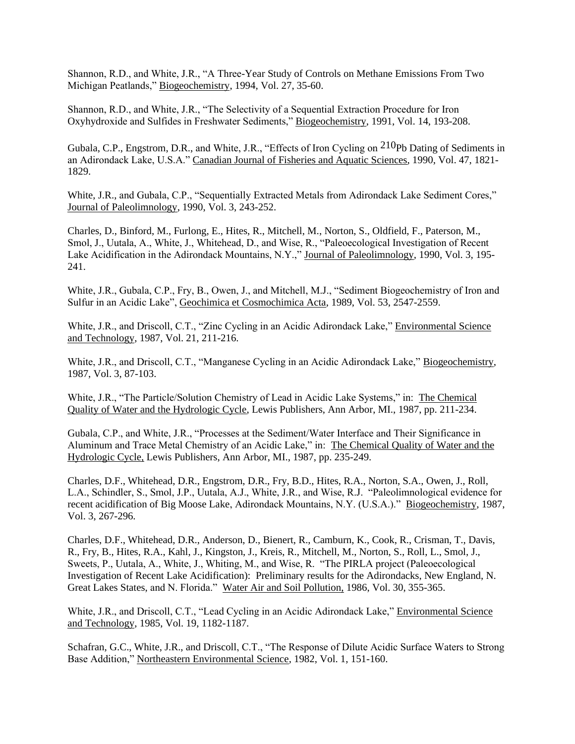Shannon, R.D., and White, J.R., "A Three-Year Study of Controls on Methane Emissions From Two Michigan Peatlands," Biogeochemistry, 1994, Vol. 27, 35-60.

Shannon, R.D., and White, J.R., "The Selectivity of a Sequential Extraction Procedure for Iron Oxyhydroxide and Sulfides in Freshwater Sediments," Biogeochemistry, 1991, Vol. 14, 193-208.

Gubala, C.P., Engstrom, D.R., and White, J.R., "Effects of Iron Cycling on $^{210}$Pb Dating of Sediments in an Adirondack Lake, U.S.A." Canadian Journal of Fisheries and Aquatic Sciences, 1990, Vol. 47, 1821-1829.

White, J.R., and Gubala, C.P., "Sequentially Extracted Metals from Adirondack Lake Sediment Cores," Journal of Paleolimnology, 1990, Vol. 3, 243-252.

Charles, D., Binford, M., Furlong, E., Hites, R., Mitchell, M., Norton, S., Oldfield, F., Paterson, M., Smol, J., Uutala, A., White, J., Whitehead, D., and Wise, R., "Paleoecological Investigation of Recent Lake Acidification in the Adirondack Mountains, N.Y.," Journal of Paleolimnology, 1990, Vol. 3, 195-241.

White, J.R., Gubala, C.P., Fry, B., Owen, J., and Mitchell, M.J., "Sediment Biogeochemistry of Iron and Sulfur in an Acidic Lake", Geochimica et Cosmochimica Acta, 1989, Vol. 53, 2547-2559.

White, J.R., and Driscoll, C.T., "Zinc Cycling in an Acidic Adirondack Lake," Environmental Science and Technology, 1987, Vol. 21, 211-216.

White, J.R., and Driscoll, C.T., "Manganese Cycling in an Acidic Adirondack Lake," Biogeochemistry, 1987, Vol. 3, 87-103.

White, J.R., "The Particle/Solution Chemistry of Lead in Acidic Lake Systems," in: The Chemical Quality of Water and the Hydrologic Cycle, Lewis Publishers, Ann Arbor, MI., 1987, pp. 211-234.

Gubala, C.P., and White, J.R., "Processes at the Sediment/Water Interface and Their Significance in Aluminum and Trace Metal Chemistry of an Acidic Lake," in: The Chemical Quality of Water and the Hydrologic Cycle, Lewis Publishers, Ann Arbor, MI., 1987, pp. 235-249.

Charles, D.F., Whitehead, D.R., Engstrom, D.R., Fry, B.D., Hites, R.A., Norton, S.A., Owen, J., Roll, L.A., Schindler, S., Smol, J.P., Uutala, A.J., White, J.R., and Wise, R.J. "Paleolimnological evidence for recent acidification of Big Moose Lake, Adirondack Mountains, N.Y. (U.S.A.)." Biogeochemistry, 1987, Vol. 3, 267-296.

Charles, D.F., Whitehead, D.R., Anderson, D., Bienert, R., Camburn, K., Cook, R., Crisman, T., Davis, R., Fry, B., Hites, R.A., Kahl, J., Kingston, J., Kreis, R., Mitchell, M., Norton, S., Roll, L., Smol, J., Sweets, P., Uutala, A., White, J., Whiting, M., and Wise, R. "The PIRLA project (Paleoecological Investigation of Recent Lake Acidification): Preliminary results for the Adirondacks, New England, N. Great Lakes States, and N. Florida." Water Air and Soil Pollution, 1986, Vol. 30, 355-365.

White, J.R., and Driscoll, C.T., "Lead Cycling in an Acidic Adirondack Lake," Environmental Science and Technology, 1985, Vol. 19, 1182-1187.

Schafran, G.C., White, J.R., and Driscoll, C.T., "The Response of Dilute Acidic Surface Waters to Strong Base Addition," Northeastern Environmental Science, 1982, Vol. 1, 151-160.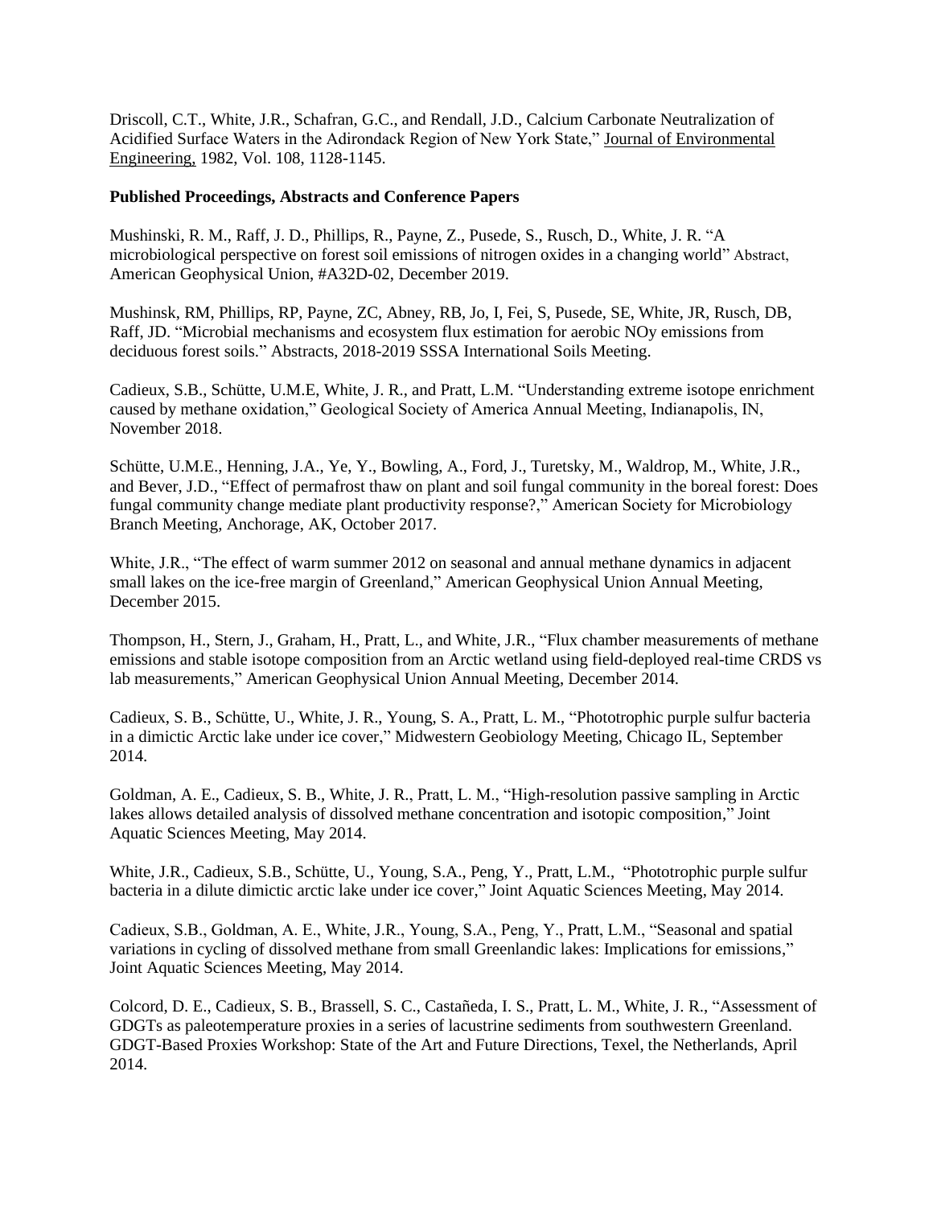Driscoll, C.T., White, J.R., Schafran, G.C., and Rendall, J.D., Calcium Carbonate Neutralization of Acidified Surface Waters in the Adirondack Region of New York State," Journal of Environmental Engineering, 1982, Vol. 108, 1128-1145.

**Published Proceedings, Abstracts and Conference Papers**

Mushinski, R. M., Raff, J. D., Phillips, R., Payne, Z., Pusede, S., Rusch, D., White, J. R. "A microbiological perspective on forest soil emissions of nitrogen oxides in a changing world" Abstract, American Geophysical Union, #A32D-02, December 2019.

Mushinsk, RM, Phillips, RP, Payne, ZC, Abney, RB, Jo, I, Fei, S, Pusede, SE, White, JR, Rusch, DB, Raff, JD. "Microbial mechanisms and ecosystem flux estimation for aerobic NOy emissions from deciduous forest soils." Abstracts, 2018-2019 SSSA International Soils Meeting.

Cadieux, S.B., Schütte, U.M.E, White, J. R., and Pratt, L.M. "Understanding extreme isotope enrichment caused by methane oxidation," Geological Society of America Annual Meeting, Indianapolis, IN, November 2018.

Schütte, U.M.E., Henning, J.A., Ye, Y., Bowling, A., Ford, J., Turetsky, M., Waldrop, M., White, J.R., and Bever, J.D., "Effect of permafrost thaw on plant and soil fungal community in the boreal forest: Does fungal community change mediate plant productivity response?," American Society for Microbiology Branch Meeting, Anchorage, AK, October 2017.

White, J.R., "The effect of warm summer 2012 on seasonal and annual methane dynamics in adjacent small lakes on the ice-free margin of Greenland," American Geophysical Union Annual Meeting, December 2015.

Thompson, H., Stern, J., Graham, H., Pratt, L., and White, J.R., "Flux chamber measurements of methane emissions and stable isotope composition from an Arctic wetland using field-deployed real-time CRDS vs lab measurements," American Geophysical Union Annual Meeting, December 2014.

Cadieux, S. B., Schütte, U., White, J. R., Young, S. A., Pratt, L. M., "Phototrophic purple sulfur bacteria in a dimictic Arctic lake under ice cover," Midwestern Geobiology Meeting, Chicago IL, September 2014.

Goldman, A. E., Cadieux, S. B., White, J. R., Pratt, L. M., "High-resolution passive sampling in Arctic lakes allows detailed analysis of dissolved methane concentration and isotopic composition," Joint Aquatic Sciences Meeting, May 2014.

White, J.R., Cadieux, S.B., Schütte, U., Young, S.A., Peng, Y., Pratt, L.M., "Phototrophic purple sulfur bacteria in a dilute dimictic arctic lake under ice cover," Joint Aquatic Sciences Meeting, May 2014.

Cadieux, S.B., Goldman, A. E., White, J.R., Young, S.A., Peng, Y., Pratt, L.M., "Seasonal and spatial variations in cycling of dissolved methane from small Greenlandic lakes: Implications for emissions," Joint Aquatic Sciences Meeting, May 2014.

Colcord, D. E., Cadieux, S. B., Brassell, S. C., Castañeda, I. S., Pratt, L. M., White, J. R., "Assessment of GDGTs as paleotemperature proxies in a series of lacustrine sediments from southwestern Greenland. GDGT-Based Proxies Workshop: State of the Art and Future Directions, Texel, the Netherlands, April 2014.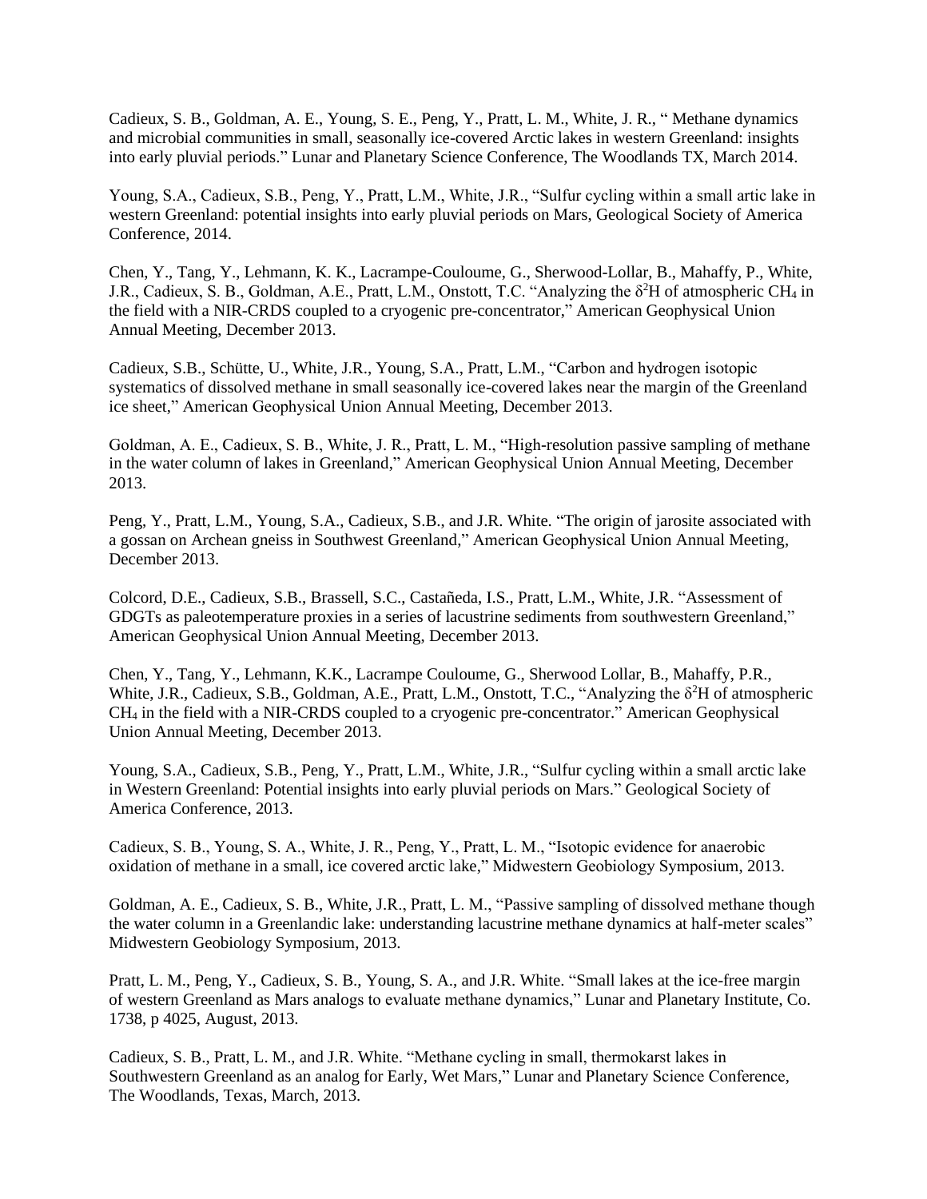Cadieux, S. B., Goldman, A. E., Young, S. E., Peng, Y., Pratt, L. M., White, J. R., " Methane dynamics and microbial communities in small, seasonally ice-covered Arctic lakes in western Greenland: insights into early pluvial periods." Lunar and Planetary Science Conference, The Woodlands TX, March 2014.

Young, S.A., Cadieux, S.B., Peng, Y., Pratt, L.M., White, J.R., "Sulfur cycling within a small artic lake in western Greenland: potential insights into early pluvial periods on Mars, Geological Society of America Conference, 2014.

Chen, Y., Tang, Y., Lehmann, K. K., Lacrampe-Couloume, G., Sherwood-Lollar, B., Mahaffy, P., White, J.R., Cadieux, S. B., Goldman, A.E., Pratt, L.M., Onstott, T.C. "Analyzing the $\delta^2$H of atmospheric $CH_4$ in the field with a NIR-CRDS coupled to a cryogenic pre-concentrator," American Geophysical Union Annual Meeting, December 2013.

Cadieux, S.B., Schütte, U., White, J.R., Young, S.A., Pratt, L.M., "Carbon and hydrogen isotopic systematics of dissolved methane in small seasonally ice-covered lakes near the margin of the Greenland ice sheet," American Geophysical Union Annual Meeting, December 2013.

Goldman, A. E., Cadieux, S. B., White, J. R., Pratt, L. M., "High-resolution passive sampling of methane in the water column of lakes in Greenland," American Geophysical Union Annual Meeting, December 2013.

Peng, Y., Pratt, L.M., Young, S.A., Cadieux, S.B., and J.R. White. "The origin of jarosite associated with a gossan on Archean gneiss in Southwest Greenland," American Geophysical Union Annual Meeting, December 2013.

Colcord, D.E., Cadieux, S.B., Brassell, S.C., Castañeda, I.S., Pratt, L.M., White, J.R. "Assessment of GDGTs as paleotemperature proxies in a series of lacustrine sediments from southwestern Greenland," American Geophysical Union Annual Meeting, December 2013.

Chen, Y., Tang, Y., Lehmann, K.K., Lacrampe Couloume, G., Sherwood Lollar, B., Mahaffy, P.R., White, J.R., Cadieux, S.B., Goldman, A.E., Pratt, L.M., Onstott, T.C., "Analyzing the $\delta^2$H of atmospheric $CH_4$ in the field with a NIR-CRDS coupled to a cryogenic pre-concentrator." American Geophysical Union Annual Meeting, December 2013.

Young, S.A., Cadieux, S.B., Peng, Y., Pratt, L.M., White, J.R., "Sulfur cycling within a small arctic lake in Western Greenland: Potential insights into early pluvial periods on Mars." Geological Society of America Conference, 2013.

Cadieux, S. B., Young, S. A., White, J. R., Peng, Y., Pratt, L. M., "Isotopic evidence for anaerobic oxidation of methane in a small, ice covered arctic lake," Midwestern Geobiology Symposium, 2013.

Goldman, A. E., Cadieux, S. B., White, J.R., Pratt, L. M., "Passive sampling of dissolved methane though the water column in a Greenlandic lake: understanding lacustrine methane dynamics at half-meter scales" Midwestern Geobiology Symposium, 2013.

Pratt, L. M., Peng, Y., Cadieux, S. B., Young, S. A., and J.R. White. "Small lakes at the ice-free margin of western Greenland as Mars analogs to evaluate methane dynamics," Lunar and Planetary Institute, Co. 1738, p 4025, August, 2013.

Cadieux, S. B., Pratt, L. M., and J.R. White. "Methane cycling in small, thermokarst lakes in Southwestern Greenland as an analog for Early, Wet Mars," Lunar and Planetary Science Conference, The Woodlands, Texas, March, 2013.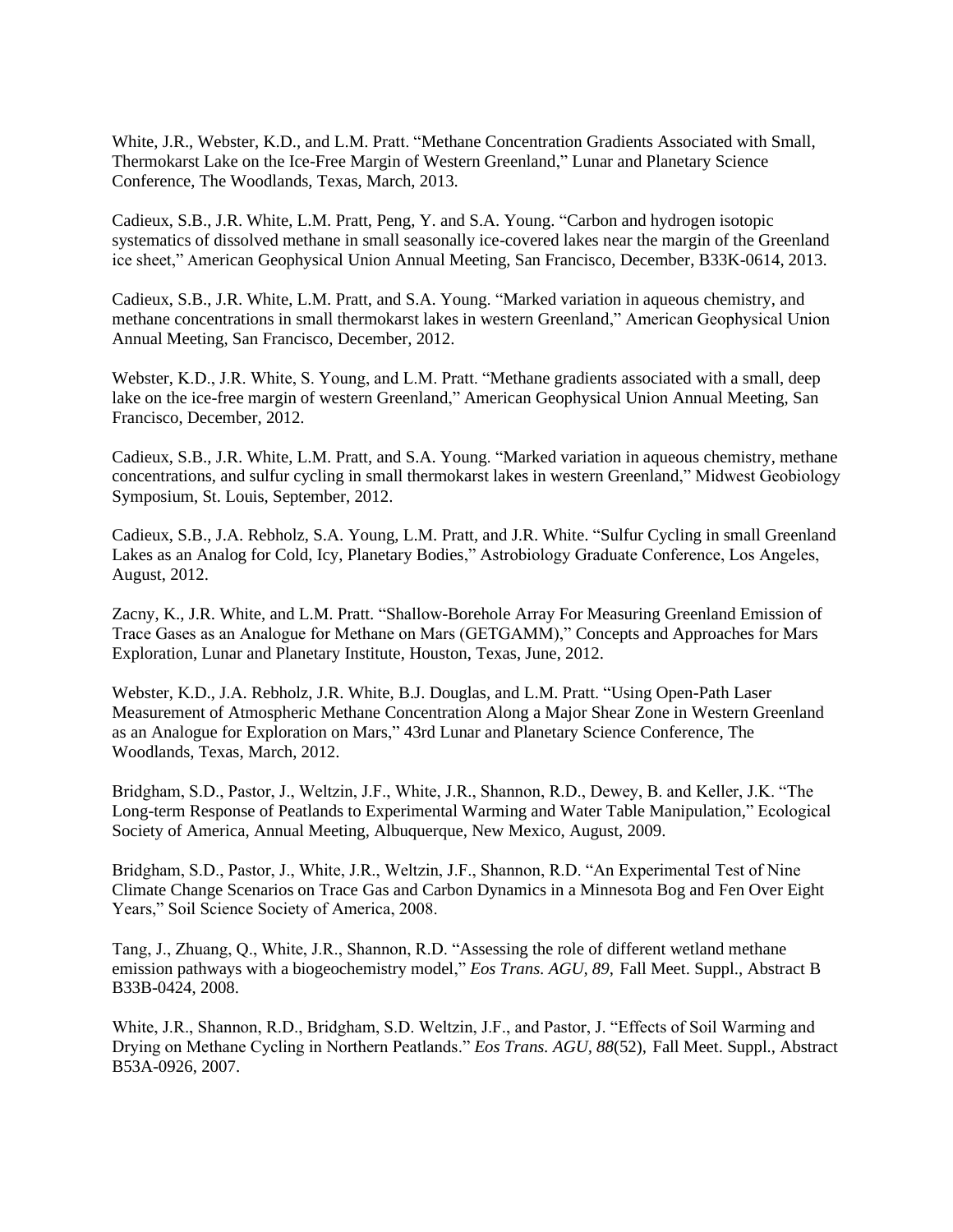White, J.R., Webster, K.D., and L.M. Pratt. "Methane Concentration Gradients Associated with Small, Thermokarst Lake on the Ice-Free Margin of Western Greenland," Lunar and Planetary Science Conference, The Woodlands, Texas, March, 2013.

Cadieux, S.B., J.R. White, L.M. Pratt, Peng, Y. and S.A. Young. "Carbon and hydrogen isotopic systematics of dissolved methane in small seasonally ice-covered lakes near the margin of the Greenland ice sheet," American Geophysical Union Annual Meeting, San Francisco, December, B33K-0614, 2013.

Cadieux, S.B., J.R. White, L.M. Pratt, and S.A. Young. "Marked variation in aqueous chemistry, and methane concentrations in small thermokarst lakes in western Greenland," American Geophysical Union Annual Meeting, San Francisco, December, 2012.

Webster, K.D., J.R. White, S. Young, and L.M. Pratt. "Methane gradients associated with a small, deep lake on the ice-free margin of western Greenland," American Geophysical Union Annual Meeting, San Francisco, December, 2012.

Cadieux, S.B., J.R. White, L.M. Pratt, and S.A. Young. "Marked variation in aqueous chemistry, methane concentrations, and sulfur cycling in small thermokarst lakes in western Greenland," Midwest Geobiology Symposium, St. Louis, September, 2012.

Cadieux, S.B., J.A. Rebholz, S.A. Young, L.M. Pratt, and J.R. White. "Sulfur Cycling in small Greenland Lakes as an Analog for Cold, Icy, Planetary Bodies," Astrobiology Graduate Conference, Los Angeles, August, 2012.

Zacny, K., J.R. White, and L.M. Pratt. "Shallow-Borehole Array For Measuring Greenland Emission of Trace Gases as an Analogue for Methane on Mars (GETGAMM)," Concepts and Approaches for Mars Exploration, Lunar and Planetary Institute, Houston, Texas, June, 2012.

Webster, K.D., J.A. Rebholz, J.R. White, B.J. Douglas, and L.M. Pratt. "Using Open-Path Laser Measurement of Atmospheric Methane Concentration Along a Major Shear Zone in Western Greenland as an Analogue for Exploration on Mars," 43rd Lunar and Planetary Science Conference, The Woodlands, Texas, March, 2012.

Bridgham, S.D., Pastor, J., Weltzin, J.F., White, J.R., Shannon, R.D., Dewey, B. and Keller, J.K. "The Long-term Response of Peatlands to Experimental Warming and Water Table Manipulation," Ecological Society of America, Annual Meeting, Albuquerque, New Mexico, August, 2009.

Bridgham, S.D., Pastor, J., White, J.R., Weltzin, J.F., Shannon, R.D. "An Experimental Test of Nine Climate Change Scenarios on Trace Gas and Carbon Dynamics in a Minnesota Bog and Fen Over Eight Years," Soil Science Society of America, 2008.

Tang, J., Zhuang, Q., White, J.R., Shannon, R.D. "Assessing the role of different wetland methane emission pathways with a biogeochemistry model," *Eos Trans. AGU, 89*, Fall Meet. Suppl., Abstract B B33B-0424, 2008.

White, J.R., Shannon, R.D., Bridgham, S.D. Weltzin, J.F., and Pastor, J. "Effects of Soil Warming and Drying on Methane Cycling in Northern Peatlands." *Eos Trans. AGU, 88*(52), Fall Meet. Suppl., Abstract B53A-0926, 2007.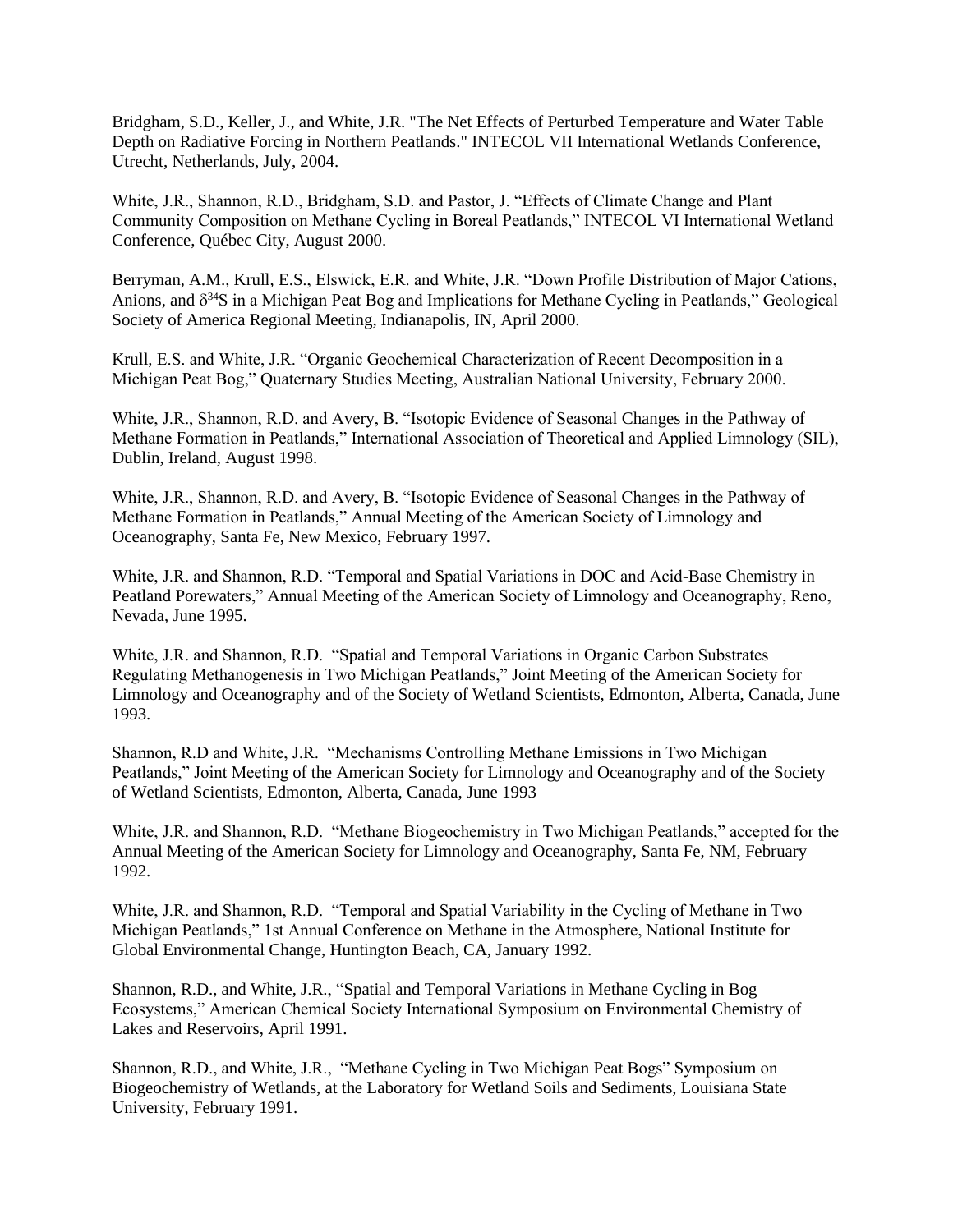Bridgham, S.D., Keller, J., and White, J.R. "The Net Effects of Perturbed Temperature and Water Table Depth on Radiative Forcing in Northern Peatlands." INTECOL VII International Wetlands Conference, Utrecht, Netherlands, July, 2004.

White, J.R., Shannon, R.D., Bridgham, S.D. and Pastor, J. "Effects of Climate Change and Plant Community Composition on Methane Cycling in Boreal Peatlands," INTECOL VI International Wetland Conference, Québec City, August 2000.

Berryman, A.M., Krull, E.S., Elswick, E.R. and White, J.R. "Down Profile Distribution of Major Cations, Anions, and $\delta^{34}S$ in a Michigan Peat Bog and Implications for Methane Cycling in Peatlands," Geological Society of America Regional Meeting, Indianapolis, IN, April 2000.

Krull, E.S. and White, J.R. "Organic Geochemical Characterization of Recent Decomposition in a Michigan Peat Bog," Quaternary Studies Meeting, Australian National University, February 2000.

White, J.R., Shannon, R.D. and Avery, B. "Isotopic Evidence of Seasonal Changes in the Pathway of Methane Formation in Peatlands," International Association of Theoretical and Applied Limnology (SIL), Dublin, Ireland, August 1998.

White, J.R., Shannon, R.D. and Avery, B. "Isotopic Evidence of Seasonal Changes in the Pathway of Methane Formation in Peatlands," Annual Meeting of the American Society of Limnology and Oceanography, Santa Fe, New Mexico, February 1997.

White, J.R. and Shannon, R.D. "Temporal and Spatial Variations in DOC and Acid-Base Chemistry in Peatland Porewaters," Annual Meeting of the American Society of Limnology and Oceanography, Reno, Nevada, June 1995.

White, J.R. and Shannon, R.D. "Spatial and Temporal Variations in Organic Carbon Substrates Regulating Methanogenesis in Two Michigan Peatlands," Joint Meeting of the American Society for Limnology and Oceanography and of the Society of Wetland Scientists, Edmonton, Alberta, Canada, June 1993.

Shannon, R.D and White, J.R. "Mechanisms Controlling Methane Emissions in Two Michigan Peatlands," Joint Meeting of the American Society for Limnology and Oceanography and of the Society of Wetland Scientists, Edmonton, Alberta, Canada, June 1993

White, J.R. and Shannon, R.D. "Methane Biogeochemistry in Two Michigan Peatlands," accepted for the Annual Meeting of the American Society for Limnology and Oceanography, Santa Fe, NM, February 1992.

White, J.R. and Shannon, R.D. "Temporal and Spatial Variability in the Cycling of Methane in Two Michigan Peatlands," 1st Annual Conference on Methane in the Atmosphere, National Institute for Global Environmental Change, Huntington Beach, CA, January 1992.

Shannon, R.D., and White, J.R., "Spatial and Temporal Variations in Methane Cycling in Bog Ecosystems," American Chemical Society International Symposium on Environmental Chemistry of Lakes and Reservoirs, April 1991.

Shannon, R.D., and White, J.R., "Methane Cycling in Two Michigan Peat Bogs" Symposium on Biogeochemistry of Wetlands, at the Laboratory for Wetland Soils and Sediments, Louisiana State University, February 1991.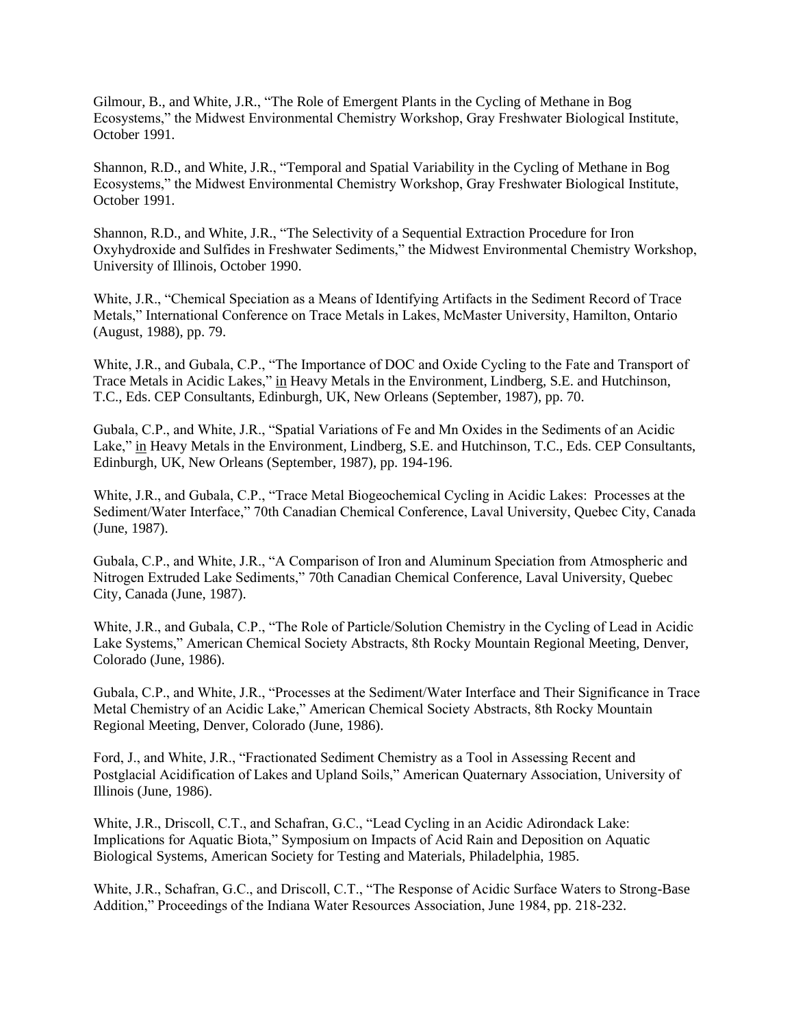Gilmour, B., and White, J.R., “The Role of Emergent Plants in the Cycling of Methane in Bog Ecosystems,” the Midwest Environmental Chemistry Workshop, Gray Freshwater Biological Institute, October 1991.

Shannon, R.D., and White, J.R., “Temporal and Spatial Variability in the Cycling of Methane in Bog Ecosystems,” the Midwest Environmental Chemistry Workshop, Gray Freshwater Biological Institute, October 1991.

Shannon, R.D., and White, J.R., “The Selectivity of a Sequential Extraction Procedure for Iron Oxyhydroxide and Sulfides in Freshwater Sediments,” the Midwest Environmental Chemistry Workshop, University of Illinois, October 1990.

White, J.R., “Chemical Speciation as a Means of Identifying Artifacts in the Sediment Record of Trace Metals,” International Conference on Trace Metals in Lakes, McMaster University, Hamilton, Ontario (August, 1988), pp. 79.

White, J.R., and Gubala, C.P., “The Importance of DOC and Oxide Cycling to the Fate and Transport of Trace Metals in Acidic Lakes,” in Heavy Metals in the Environment, Lindberg, S.E. and Hutchinson, T.C., Eds. CEP Consultants, Edinburgh, UK, New Orleans (September, 1987), pp. 70.

Gubala, C.P., and White, J.R., “Spatial Variations of Fe and Mn Oxides in the Sediments of an Acidic Lake,” in Heavy Metals in the Environment, Lindberg, S.E. and Hutchinson, T.C., Eds. CEP Consultants, Edinburgh, UK, New Orleans (September, 1987), pp. 194-196.

White, J.R., and Gubala, C.P., “Trace Metal Biogeochemical Cycling in Acidic Lakes: Processes at the Sediment/Water Interface,” 70th Canadian Chemical Conference, Laval University, Quebec City, Canada (June, 1987).

Gubala, C.P., and White, J.R., “A Comparison of Iron and Aluminum Speciation from Atmospheric and Nitrogen Extruded Lake Sediments,” 70th Canadian Chemical Conference, Laval University, Quebec City, Canada (June, 1987).

White, J.R., and Gubala, C.P., “The Role of Particle/Solution Chemistry in the Cycling of Lead in Acidic Lake Systems,” American Chemical Society Abstracts, 8th Rocky Mountain Regional Meeting, Denver, Colorado (June, 1986).

Gubala, C.P., and White, J.R., “Processes at the Sediment/Water Interface and Their Significance in Trace Metal Chemistry of an Acidic Lake,” American Chemical Society Abstracts, 8th Rocky Mountain Regional Meeting, Denver, Colorado (June, 1986).

Ford, J., and White, J.R., “Fractionated Sediment Chemistry as a Tool in Assessing Recent and Postglacial Acidification of Lakes and Upland Soils,” American Quaternary Association, University of Illinois (June, 1986).

White, J.R., Driscoll, C.T., and Schafran, G.C., “Lead Cycling in an Acidic Adirondack Lake: Implications for Aquatic Biota,” Symposium on Impacts of Acid Rain and Deposition on Aquatic Biological Systems, American Society for Testing and Materials, Philadelphia, 1985.

White, J.R., Schafran, G.C., and Driscoll, C.T., “The Response of Acidic Surface Waters to Strong-Base Addition,” Proceedings of the Indiana Water Resources Association, June 1984, pp. 218-232.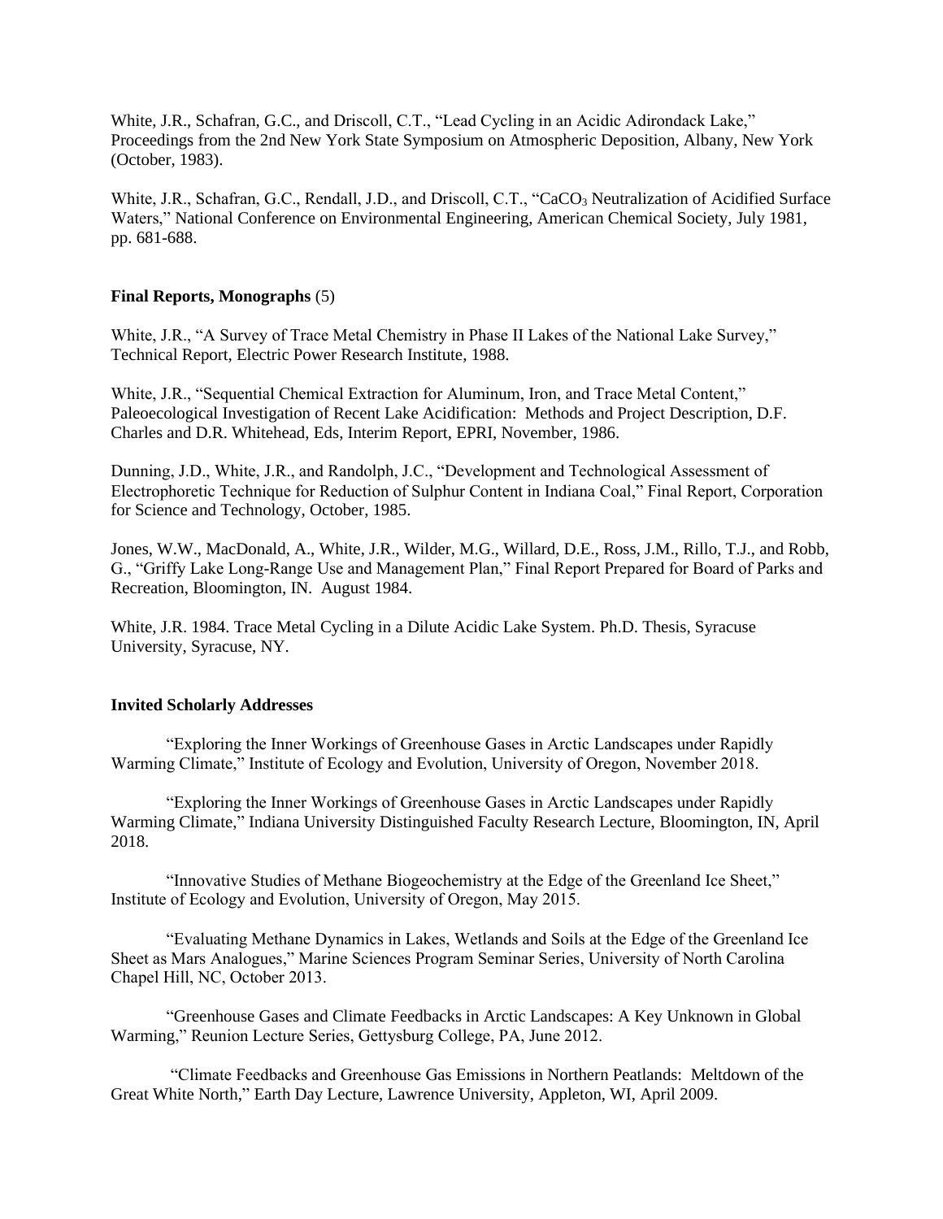White, J.R., Schafran, G.C., and Driscoll, C.T., "Lead Cycling in an Acidic Adirondack Lake," Proceedings from the 2nd New York State Symposium on Atmospheric Deposition, Albany, New York (October, 1983).

White, J.R., Schafran, G.C., Rendall, J.D., and Driscoll, C.T., "$CaCO_3$ Neutralization of Acidified Surface Waters," National Conference on Environmental Engineering, American Chemical Society, July 1981, pp. 681-688.

**Final Reports, Monographs** (5)

White, J.R., "A Survey of Trace Metal Chemistry in Phase II Lakes of the National Lake Survey," Technical Report, Electric Power Research Institute, 1988.

White, J.R., "Sequential Chemical Extraction for Aluminum, Iron, and Trace Metal Content," Paleoecological Investigation of Recent Lake Acidification: Methods and Project Description, D.F. Charles and D.R. Whitehead, Eds, Interim Report, EPRI, November, 1986.

Dunning, J.D., White, J.R., and Randolph, J.C., "Development and Technological Assessment of Electrophoretic Technique for Reduction of Sulphur Content in Indiana Coal," Final Report, Corporation for Science and Technology, October, 1985.

Jones, W.W., MacDonald, A., White, J.R., Wilder, M.G., Willard, D.E., Ross, J.M., Rillo, T.J., and Robb, G., "Griffy Lake Long-Range Use and Management Plan," Final Report Prepared for Board of Parks and Recreation, Bloomington, IN. August 1984.

White, J.R. 1984. Trace Metal Cycling in a Dilute Acidic Lake System. Ph.D. Thesis, Syracuse University, Syracuse, NY.

**Invited Scholarly Addresses**

"Exploring the Inner Workings of Greenhouse Gases in Arctic Landscapes under Rapidly Warming Climate," Institute of Ecology and Evolution, University of Oregon, November 2018.

"Exploring the Inner Workings of Greenhouse Gases in Arctic Landscapes under Rapidly Warming Climate," Indiana University Distinguished Faculty Research Lecture, Bloomington, IN, April 2018.

"Innovative Studies of Methane Biogeochemistry at the Edge of the Greenland Ice Sheet," Institute of Ecology and Evolution, University of Oregon, May 2015.

"Evaluating Methane Dynamics in Lakes, Wetlands and Soils at the Edge of the Greenland Ice Sheet as Mars Analogues," Marine Sciences Program Seminar Series, University of North Carolina Chapel Hill, NC, October 2013.

"Greenhouse Gases and Climate Feedbacks in Arctic Landscapes: A Key Unknown in Global Warming," Reunion Lecture Series, Gettysburg College, PA, June 2012.

"Climate Feedbacks and Greenhouse Gas Emissions in Northern Peatlands: Meltdown of the Great White North," Earth Day Lecture, Lawrence University, Appleton, WI, April 2009.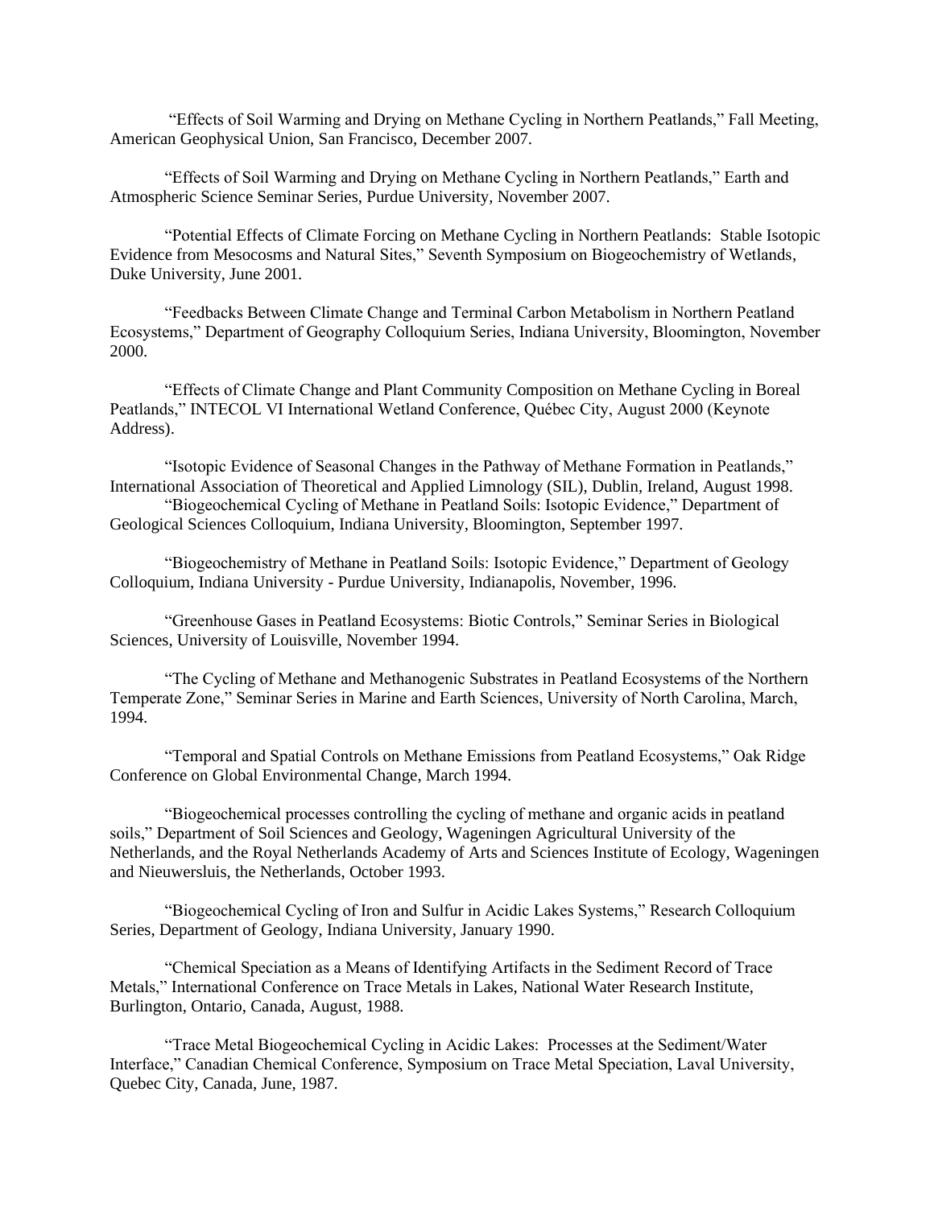"Effects of Soil Warming and Drying on Methane Cycling in Northern Peatlands," Fall Meeting, American Geophysical Union, San Francisco, December 2007.

"Effects of Soil Warming and Drying on Methane Cycling in Northern Peatlands," Earth and Atmospheric Science Seminar Series, Purdue University, November 2007.

"Potential Effects of Climate Forcing on Methane Cycling in Northern Peatlands: Stable Isotopic Evidence from Mesocosms and Natural Sites," Seventh Symposium on Biogeochemistry of Wetlands, Duke University, June 2001.

"Feedbacks Between Climate Change and Terminal Carbon Metabolism in Northern Peatland Ecosystems," Department of Geography Colloquium Series, Indiana University, Bloomington, November 2000.

"Effects of Climate Change and Plant Community Composition on Methane Cycling in Boreal Peatlands," INTECOL VI International Wetland Conference, Québec City, August 2000 (Keynote Address).

"Isotopic Evidence of Seasonal Changes in the Pathway of Methane Formation in Peatlands," International Association of Theoretical and Applied Limnology (SIL), Dublin, Ireland, August 1998.

"Biogeochemical Cycling of Methane in Peatland Soils: Isotopic Evidence," Department of Geological Sciences Colloquium, Indiana University, Bloomington, September 1997.

"Biogeochemistry of Methane in Peatland Soils: Isotopic Evidence," Department of Geology Colloquium, Indiana University - Purdue University, Indianapolis, November, 1996.

"Greenhouse Gases in Peatland Ecosystems: Biotic Controls," Seminar Series in Biological Sciences, University of Louisville, November 1994.

"The Cycling of Methane and Methanogenic Substrates in Peatland Ecosystems of the Northern Temperate Zone," Seminar Series in Marine and Earth Sciences, University of North Carolina, March, 1994.

"Temporal and Spatial Controls on Methane Emissions from Peatland Ecosystems," Oak Ridge Conference on Global Environmental Change, March 1994.

"Biogeochemical processes controlling the cycling of methane and organic acids in peatland soils," Department of Soil Sciences and Geology, Wageningen Agricultural University of the Netherlands, and the Royal Netherlands Academy of Arts and Sciences Institute of Ecology, Wageningen and Nieuwersluis, the Netherlands, October 1993.

"Biogeochemical Cycling of Iron and Sulfur in Acidic Lakes Systems," Research Colloquium Series, Department of Geology, Indiana University, January 1990.

"Chemical Speciation as a Means of Identifying Artifacts in the Sediment Record of Trace Metals," International Conference on Trace Metals in Lakes, National Water Research Institute, Burlington, Ontario, Canada, August, 1988.

"Trace Metal Biogeochemical Cycling in Acidic Lakes: Processes at the Sediment/Water Interface," Canadian Chemical Conference, Symposium on Trace Metal Speciation, Laval University, Quebec City, Canada, June, 1987.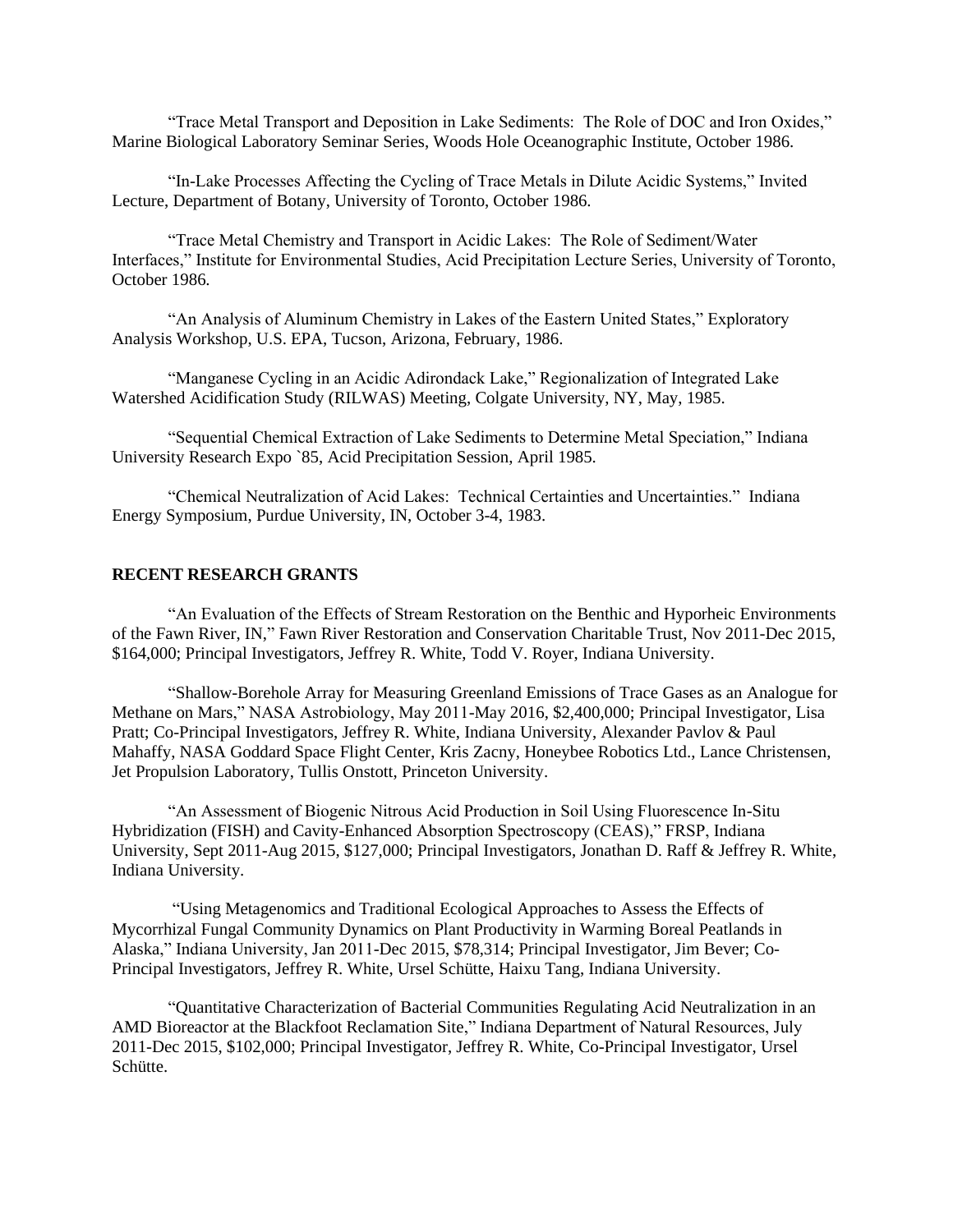"Trace Metal Transport and Deposition in Lake Sediments: The Role of DOC and Iron Oxides," Marine Biological Laboratory Seminar Series, Woods Hole Oceanographic Institute, October 1986.

"In-Lake Processes Affecting the Cycling of Trace Metals in Dilute Acidic Systems," Invited Lecture, Department of Botany, University of Toronto, October 1986.

"Trace Metal Chemistry and Transport in Acidic Lakes: The Role of Sediment/Water Interfaces," Institute for Environmental Studies, Acid Precipitation Lecture Series, University of Toronto, October 1986.

"An Analysis of Aluminum Chemistry in Lakes of the Eastern United States," Exploratory Analysis Workshop, U.S. EPA, Tucson, Arizona, February, 1986.

"Manganese Cycling in an Acidic Adirondack Lake," Regionalization of Integrated Lake Watershed Acidification Study (RILWAS) Meeting, Colgate University, NY, May, 1985.

"Sequential Chemical Extraction of Lake Sediments to Determine Metal Speciation," Indiana University Research Expo `85, Acid Precipitation Session, April 1985.

"Chemical Neutralization of Acid Lakes: Technical Certainties and Uncertainties." Indiana Energy Symposium, Purdue University, IN, October 3-4, 1983.

**RECENT RESEARCH GRANTS**

"An Evaluation of the Effects of Stream Restoration on the Benthic and Hyporheic Environments of the Fawn River, IN," Fawn River Restoration and Conservation Charitable Trust, Nov 2011-Dec 2015, \$164,000; Principal Investigators, Jeffrey R. White, Todd V. Royer, Indiana University.

"Shallow-Borehole Array for Measuring Greenland Emissions of Trace Gases as an Analogue for Methane on Mars," NASA Astrobiology, May 2011-May 2016, \$2,400,000; Principal Investigator, Lisa Pratt; Co-Principal Investigators, Jeffrey R. White, Indiana University, Alexander Pavlov & Paul Mahaffy, NASA Goddard Space Flight Center, Kris Zacny, Honeybee Robotics Ltd., Lance Christensen, Jet Propulsion Laboratory, Tullis Onstott, Princeton University.

"An Assessment of Biogenic Nitrous Acid Production in Soil Using Fluorescence In-Situ Hybridization (FISH) and Cavity-Enhanced Absorption Spectroscopy (CEAS)," FRSP, Indiana University, Sept 2011-Aug 2015, \$127,000; Principal Investigators, Jonathan D. Raff & Jeffrey R. White, Indiana University.

"Using Metagenomics and Traditional Ecological Approaches to Assess the Effects of Mycorrhizal Fungal Community Dynamics on Plant Productivity in Warming Boreal Peatlands in Alaska," Indiana University, Jan 2011-Dec 2015, \$78,314; Principal Investigator, Jim Bever; Co-Principal Investigators, Jeffrey R. White, Ursel Schütte, Haixu Tang, Indiana University.

"Quantitative Characterization of Bacterial Communities Regulating Acid Neutralization in an AMD Bioreactor at the Blackfoot Reclamation Site," Indiana Department of Natural Resources, July 2011-Dec 2015, \$102,000; Principal Investigator, Jeffrey R. White, Co-Principal Investigator, Ursel Schütte.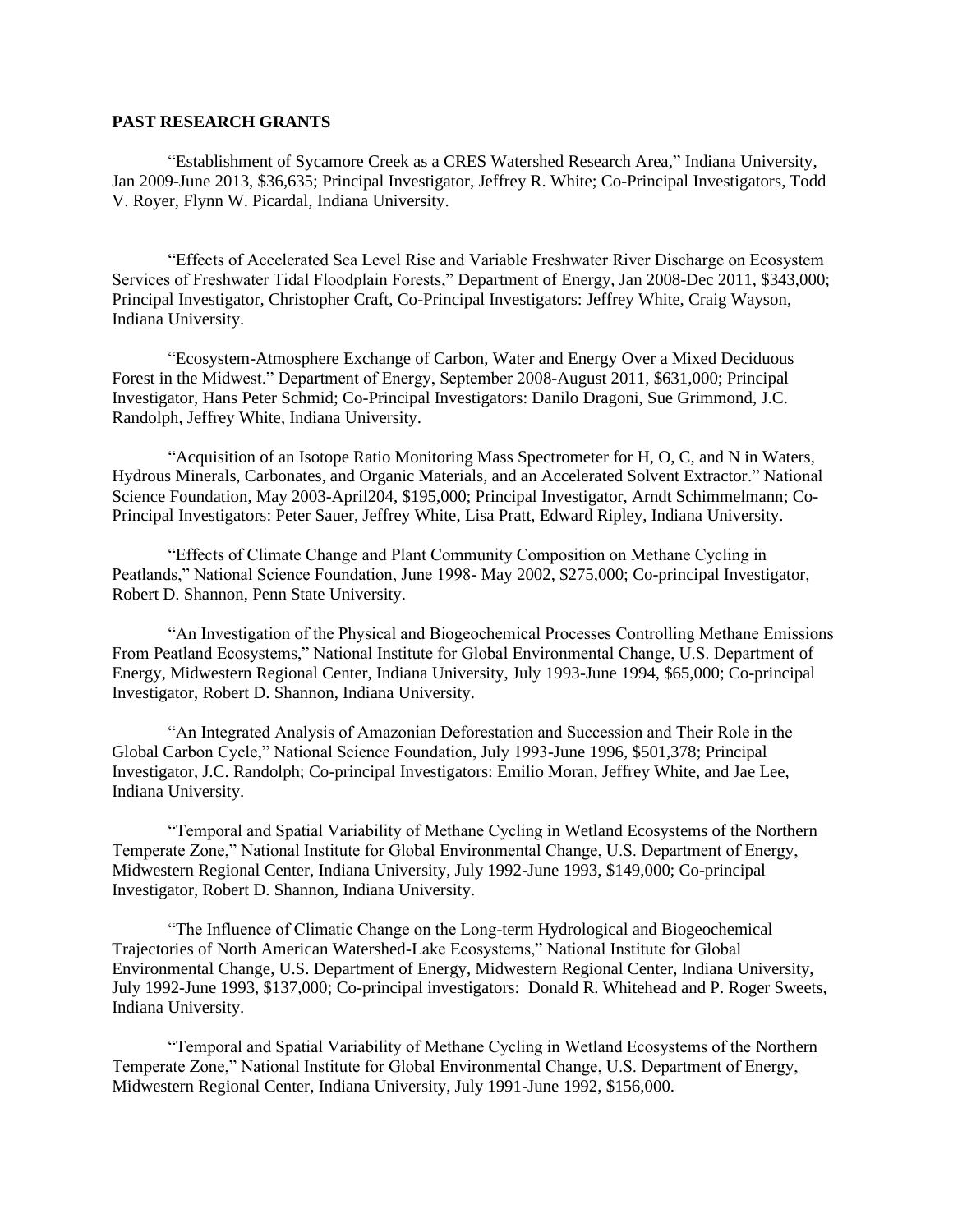**PAST RESEARCH GRANTS**

"Establishment of Sycamore Creek as a CRES Watershed Research Area," Indiana University, Jan 2009-June 2013, $36,635; Principal Investigator, Jeffrey R. White; Co-Principal Investigators, Todd V. Royer, Flynn W. Picardal, Indiana University.

"Effects of Accelerated Sea Level Rise and Variable Freshwater River Discharge on Ecosystem Services of Freshwater Tidal Floodplain Forests," Department of Energy, Jan 2008-Dec 2011, $343,000; Principal Investigator, Christopher Craft, Co-Principal Investigators: Jeffrey White, Craig Wayson, Indiana University.

"Ecosystem-Atmosphere Exchange of Carbon, Water and Energy Over a Mixed Deciduous Forest in the Midwest." Department of Energy, September 2008-August 2011, $631,000; Principal Investigator, Hans Peter Schmid; Co-Principal Investigators: Danilo Dragoni, Sue Grimmond, J.C. Randolph, Jeffrey White, Indiana University.

"Acquisition of an Isotope Ratio Monitoring Mass Spectrometer for H, O, C, and N in Waters, Hydrous Minerals, Carbonates, and Organic Materials, and an Accelerated Solvent Extractor." National Science Foundation, May 2003-April204, $195,000; Principal Investigator, Arndt Schimmelmann; Co-Principal Investigators: Peter Sauer, Jeffrey White, Lisa Pratt, Edward Ripley, Indiana University.

"Effects of Climate Change and Plant Community Composition on Methane Cycling in Peatlands," National Science Foundation, June 1998- May 2002, $275,000; Co-principal Investigator, Robert D. Shannon, Penn State University.

"An Investigation of the Physical and Biogeochemical Processes Controlling Methane Emissions From Peatland Ecosystems," National Institute for Global Environmental Change, U.S. Department of Energy, Midwestern Regional Center, Indiana University, July 1993-June 1994, $65,000; Co-principal Investigator, Robert D. Shannon, Indiana University.

"An Integrated Analysis of Amazonian Deforestation and Succession and Their Role in the Global Carbon Cycle," National Science Foundation, July 1993-June 1996, $501,378; Principal Investigator, J.C. Randolph; Co-principal Investigators: Emilio Moran, Jeffrey White, and Jae Lee, Indiana University.

"Temporal and Spatial Variability of Methane Cycling in Wetland Ecosystems of the Northern Temperate Zone," National Institute for Global Environmental Change, U.S. Department of Energy, Midwestern Regional Center, Indiana University, July 1992-June 1993, $149,000; Co-principal Investigator, Robert D. Shannon, Indiana University.

"The Influence of Climatic Change on the Long-term Hydrological and Biogeochemical Trajectories of North American Watershed-Lake Ecosystems," National Institute for Global Environmental Change, U.S. Department of Energy, Midwestern Regional Center, Indiana University, July 1992-June 1993, $137,000; Co-principal investigators: Donald R. Whitehead and P. Roger Sweets, Indiana University.

"Temporal and Spatial Variability of Methane Cycling in Wetland Ecosystems of the Northern Temperate Zone," National Institute for Global Environmental Change, U.S. Department of Energy, Midwestern Regional Center, Indiana University, July 1991-June 1992, $156,000.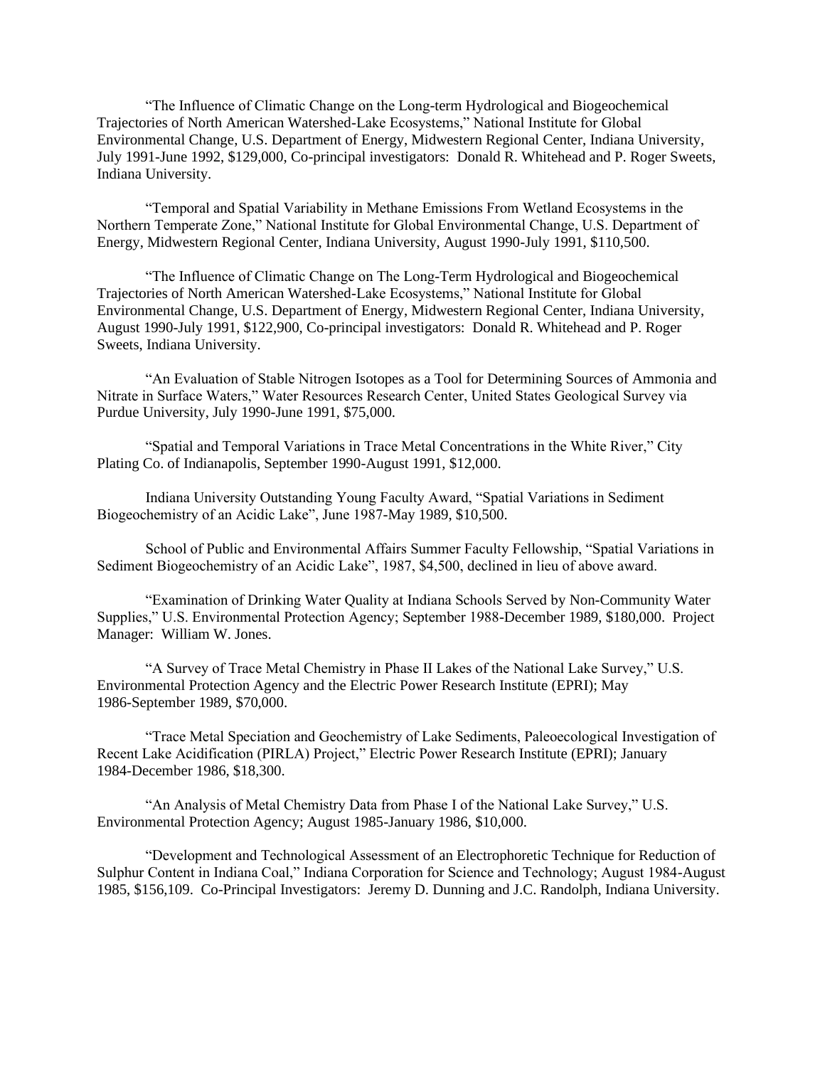"The Influence of Climatic Change on the Long-term Hydrological and Biogeochemical Trajectories of North American Watershed-Lake Ecosystems," National Institute for Global Environmental Change, U.S. Department of Energy, Midwestern Regional Center, Indiana University, July 1991-June 1992, $129,000, Co-principal investigators: Donald R. Whitehead and P. Roger Sweets, Indiana University.

"Temporal and Spatial Variability in Methane Emissions From Wetland Ecosystems in the Northern Temperate Zone," National Institute for Global Environmental Change, U.S. Department of Energy, Midwestern Regional Center, Indiana University, August 1990-July 1991, $110,500.

"The Influence of Climatic Change on The Long-Term Hydrological and Biogeochemical Trajectories of North American Watershed-Lake Ecosystems," National Institute for Global Environmental Change, U.S. Department of Energy, Midwestern Regional Center, Indiana University, August 1990-July 1991, $122,900, Co-principal investigators: Donald R. Whitehead and P. Roger Sweets, Indiana University.

"An Evaluation of Stable Nitrogen Isotopes as a Tool for Determining Sources of Ammonia and Nitrate in Surface Waters," Water Resources Research Center, United States Geological Survey via Purdue University, July 1990-June 1991, $75,000.

"Spatial and Temporal Variations in Trace Metal Concentrations in the White River," City Plating Co. of Indianapolis, September 1990-August 1991, $12,000.

Indiana University Outstanding Young Faculty Award, "Spatial Variations in Sediment Biogeochemistry of an Acidic Lake", June 1987-May 1989, $10,500.

School of Public and Environmental Affairs Summer Faculty Fellowship, "Spatial Variations in Sediment Biogeochemistry of an Acidic Lake", 1987, $4,500, declined in lieu of above award.

"Examination of Drinking Water Quality at Indiana Schools Served by Non-Community Water Supplies," U.S. Environmental Protection Agency; September 1988-December 1989, $180,000. Project Manager: William W. Jones.

"A Survey of Trace Metal Chemistry in Phase II Lakes of the National Lake Survey," U.S. Environmental Protection Agency and the Electric Power Research Institute (EPRI); May 1986-September 1989, $70,000.

"Trace Metal Speciation and Geochemistry of Lake Sediments, Paleoecological Investigation of Recent Lake Acidification (PIRLA) Project," Electric Power Research Institute (EPRI); January 1984-December 1986, $18,300.

"An Analysis of Metal Chemistry Data from Phase I of the National Lake Survey," U.S. Environmental Protection Agency; August 1985-January 1986, $10,000.

"Development and Technological Assessment of an Electrophoretic Technique for Reduction of Sulphur Content in Indiana Coal," Indiana Corporation for Science and Technology; August 1984-August 1985, $156,109. Co-Principal Investigators: Jeremy D. Dunning and J.C. Randolph, Indiana University.